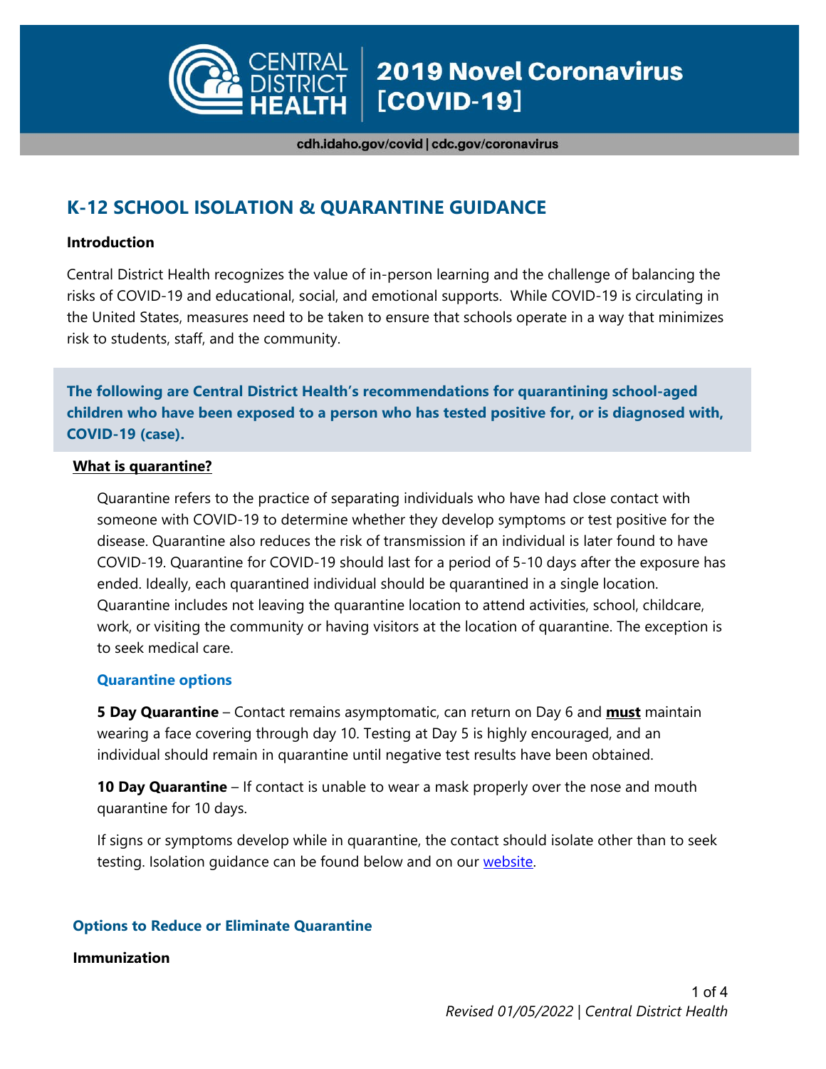# K-12 SCHOOL ISOLATION & QUARANTINE GUIDANCE

**Introduction**

Central District Health recognizes the value of in-person learning and the challenge of balancing the risks of COVID-19 and educational, social, and emotional supports. While COVID-19 is circulating in the United States, measures need to be taken to ensure that schools operate in a way that minimizes risk to students, staff, and the community.

**The following are Central District Health's recommendations for quarantining school-aged children who have been exposed to a person who has tested positive for, or is diagnosed with, COVID-19 (case).**

## What is quarantine?

Quarantine refers to the practice of separating individuals who have had close contact with someone with COVID-19 to determine whether they develop symptoms or test positive for the disease. Quarantine also reduces the risk of transmission if an individual is later found to have COVID-19. Quarantine for COVID-19 should last for a period of 5-10 days after the exposure has ended. Ideally, each quarantined individual should be quarantined in a single location. Quarantine includes not leaving the quarantine location to attend activities, school, childcare, work, or visiting the community or having visitors at the location of quarantine. The exception is to seek medical care.

### Quarantine options

**5 Day Quarantine** – Contact remains asymptomatic, can return on Day 6 and **must** maintain wearing a face covering through day 10. Testing at Day 5 is highly encouraged, and an individual should remain in quarantine until negative test results have been obtained.

**10 Day Quarantine** – If contact is unable to wear a mask properly over the nose and mouth quarantine for 10 days.

If signs or symptoms develop while in quarantine, the contact should isolate other than to seek testing. Isolation guidance can be found below and on our [website](website).

## Options to Reduce or Eliminate Quarantine

**Immunization**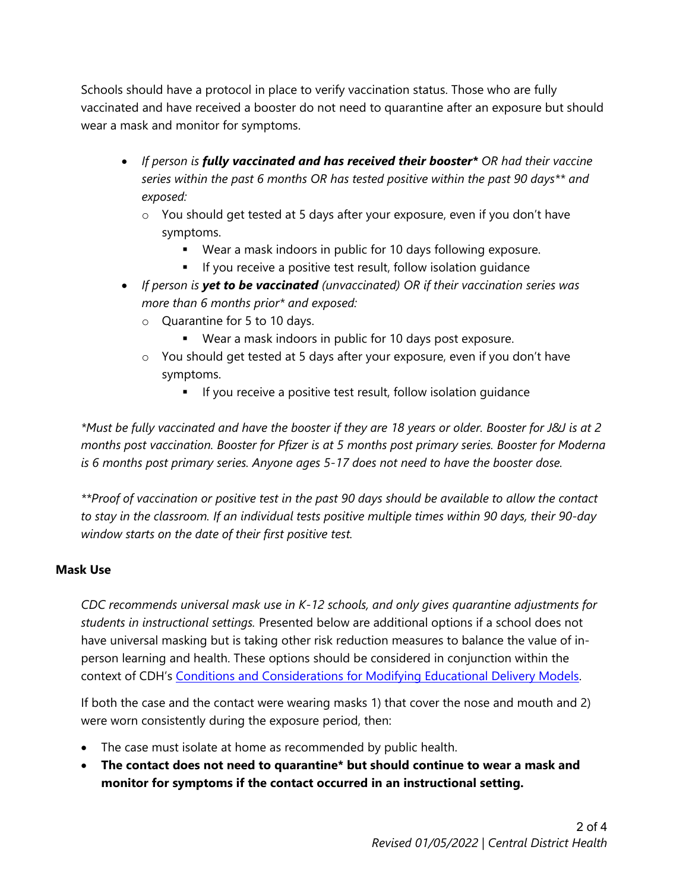Schools should have a protocol in place to verify vaccination status. Those who are fully vaccinated and have received a booster do not need to quarantine after an exposure but should wear a mask and monitor for symptoms.

- *If person is **fully vaccinated and has received their booster\*** OR had their vaccine series within the past 6 months OR has tested positive within the past 90 days\*\* and exposed:*
  - You should get tested at 5 days after your exposure, even if you don't have symptoms.
    - Wear a mask indoors in public for 10 days following exposure.
    - If you receive a positive test result, follow isolation guidance
- *If person is **yet to be vaccinated** (unvaccinated) OR if their vaccination series was more than 6 months prior\* and exposed:*
  - Quarantine for 5 to 10 days.
    - Wear a mask indoors in public for 10 days post exposure.
  - You should get tested at 5 days after your exposure, even if you don't have symptoms.
    - If you receive a positive test result, follow isolation guidance

*\*Must be fully vaccinated and have the booster if they are 18 years or older. Booster for J&J is at 2 months post vaccination. Booster for Pfizer is at 5 months post primary series. Booster for Moderna is 6 months post primary series. Anyone ages 5-17 does not need to have the booster dose.*

*\*\*Proof of vaccination or positive test in the past 90 days should be available to allow the contact to stay in the classroom. If an individual tests positive multiple times within 90 days, their 90-day window starts on the date of their first positive test.*

### Mask Use

*CDC recommends universal mask use in K-12 schools, and only gives quarantine adjustments for students in instructional settings.* Presented below are additional options if a school does not have universal masking but is taking other risk reduction measures to balance the value of in-person learning and health. These options should be considered in conjunction within the context of CDH's Conditions and Considerations for Modifying Educational Delivery Models.

If both the case and the contact were wearing masks 1) that cover the nose and mouth and 2) were worn consistently during the exposure period, then:

- The case must isolate at home as recommended by public health.
- **The contact does not need to quarantine\* but should continue to wear a mask and monitor for symptoms if the contact occurred in an instructional setting.**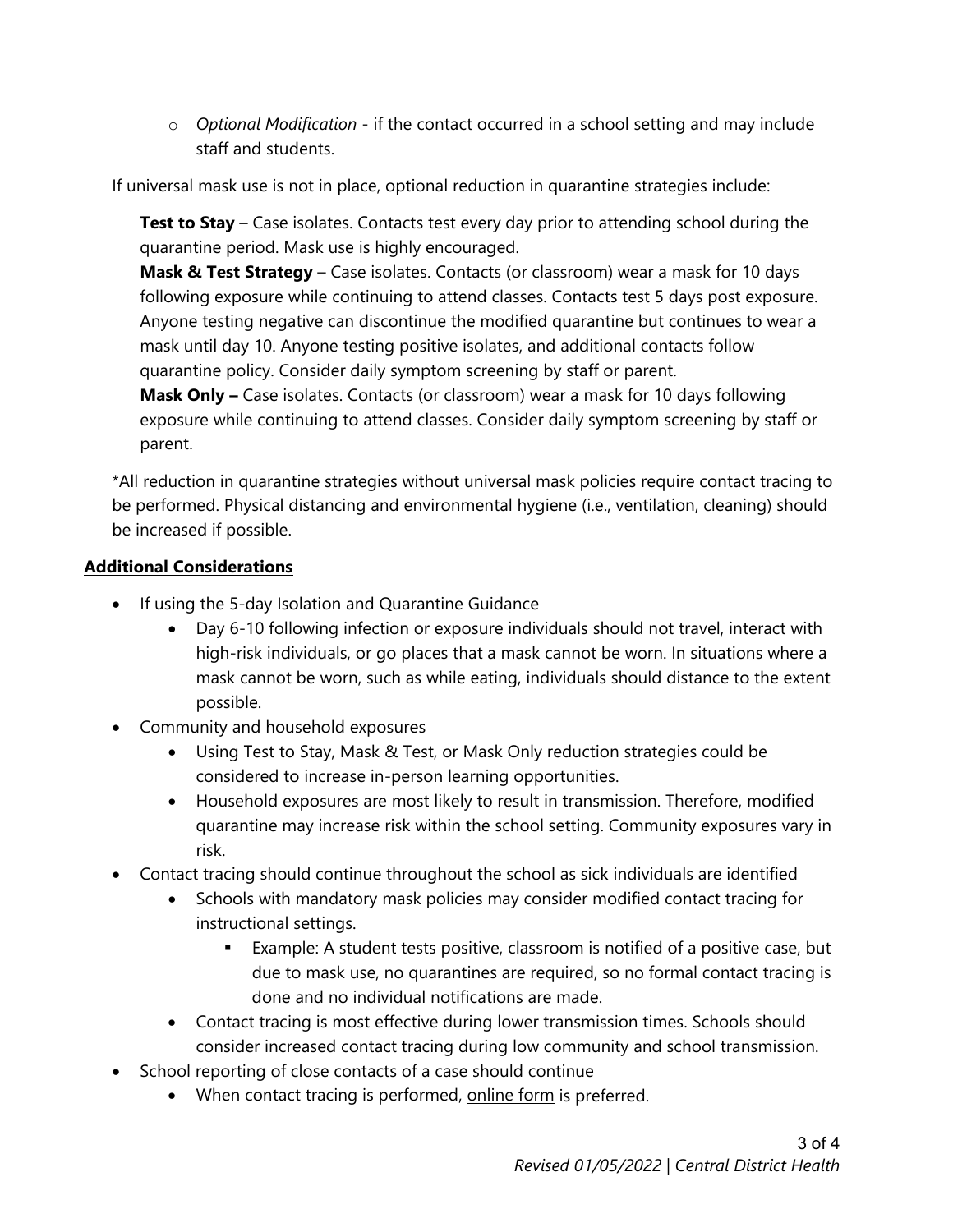- *Optional Modification* - if the contact occurred in a school setting and may include staff and students.

If universal mask use is not in place, optional reduction in quarantine strategies include:

**Test to Stay** – Case isolates. Contacts test every day prior to attending school during the quarantine period. Mask use is highly encouraged.

**Mask & Test Strategy** – Case isolates. Contacts (or classroom) wear a mask for 10 days following exposure while continuing to attend classes. Contacts test 5 days post exposure. Anyone testing negative can discontinue the modified quarantine but continues to wear a mask until day 10. Anyone testing positive isolates, and additional contacts follow quarantine policy. Consider daily symptom screening by staff or parent.

**Mask Only –** Case isolates. Contacts (or classroom) wear a mask for 10 days following exposure while continuing to attend classes. Consider daily symptom screening by staff or parent.

*All reduction in quarantine strategies without universal mask policies require contact tracing to be performed. Physical distancing and environmental hygiene (i.e., ventilation, cleaning) should be increased if possible.

## Additional Considerations

- If using the 5-day Isolation and Quarantine Guidance
  - Day 6-10 following infection or exposure individuals should not travel, interact with high-risk individuals, or go places that a mask cannot be worn. In situations where a mask cannot be worn, such as while eating, individuals should distance to the extent possible.
- Community and household exposures
  - Using Test to Stay, Mask & Test, or Mask Only reduction strategies could be considered to increase in-person learning opportunities.
  - Household exposures are most likely to result in transmission. Therefore, modified quarantine may increase risk within the school setting. Community exposures vary in risk.
- Contact tracing should continue throughout the school as sick individuals are identified
  - Schools with mandatory mask policies may consider modified contact tracing for instructional settings.
    - Example: A student tests positive, classroom is notified of a positive case, but due to mask use, no quarantines are required, so no formal contact tracing is done and no individual notifications are made.
  - Contact tracing is most effective during lower transmission times. Schools should consider increased contact tracing during low community and school transmission.
- School reporting of close contacts of a case should continue
  - When contact tracing is performed, online form is preferred.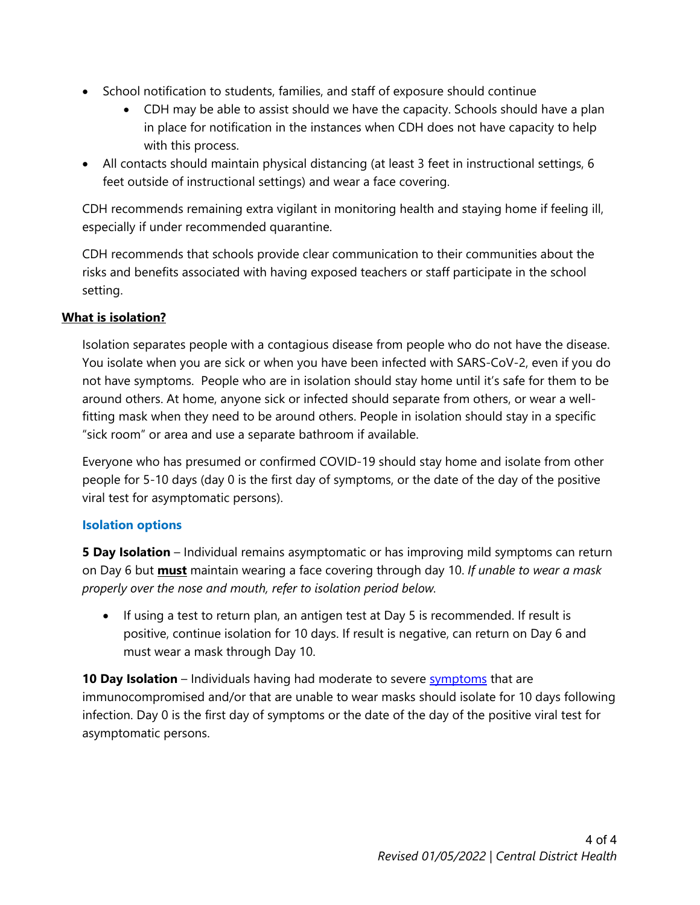- School notification to students, families, and staff of exposure should continue
    - CDH may be able to assist should we have the capacity. Schools should have a plan in place for notification in the instances when CDH does not have capacity to help with this process.
- All contacts should maintain physical distancing (at least 3 feet in instructional settings, 6 feet outside of instructional settings) and wear a face covering.

CDH recommends remaining extra vigilant in monitoring health and staying home if feeling ill, especially if under recommended quarantine.

CDH recommends that schools provide clear communication to their communities about the risks and benefits associated with having exposed teachers or staff participate in the school setting.

## **<u>What is isolation?</u>**

Isolation separates people with a contagious disease from people who do not have the disease. You isolate when you are sick or when you have been infected with SARS-CoV-2, even if you do not have symptoms. People who are in isolation should stay home until it's safe for them to be around others. At home, anyone sick or infected should separate from others, or wear a well-fitting mask when they need to be around others. People in isolation should stay in a specific "sick room" or area and use a separate bathroom if available.

Everyone who has presumed or confirmed COVID-19 should stay home and isolate from other people for 5-10 days (day 0 is the first day of symptoms, or the date of the day of the positive viral test for asymptomatic persons).

### Isolation options

**5 Day Isolation** – Individual remains asymptomatic or has improving mild symptoms can return on Day 6 but **<u>must</u>** maintain wearing a face covering through day 10. *If unable to wear a mask properly over the nose and mouth, refer to isolation period below.*

- If using a test to return plan, an antigen test at Day 5 is recommended. If result is positive, continue isolation for 10 days. If result is negative, can return on Day 6 and must wear a mask through Day 10.

**10 Day Isolation** – Individuals having had moderate to severe symptoms that are immunocompromised and/or that are unable to wear masks should isolate for 10 days following infection. Day 0 is the first day of symptoms or the date of the day of the positive viral test for asymptomatic persons.